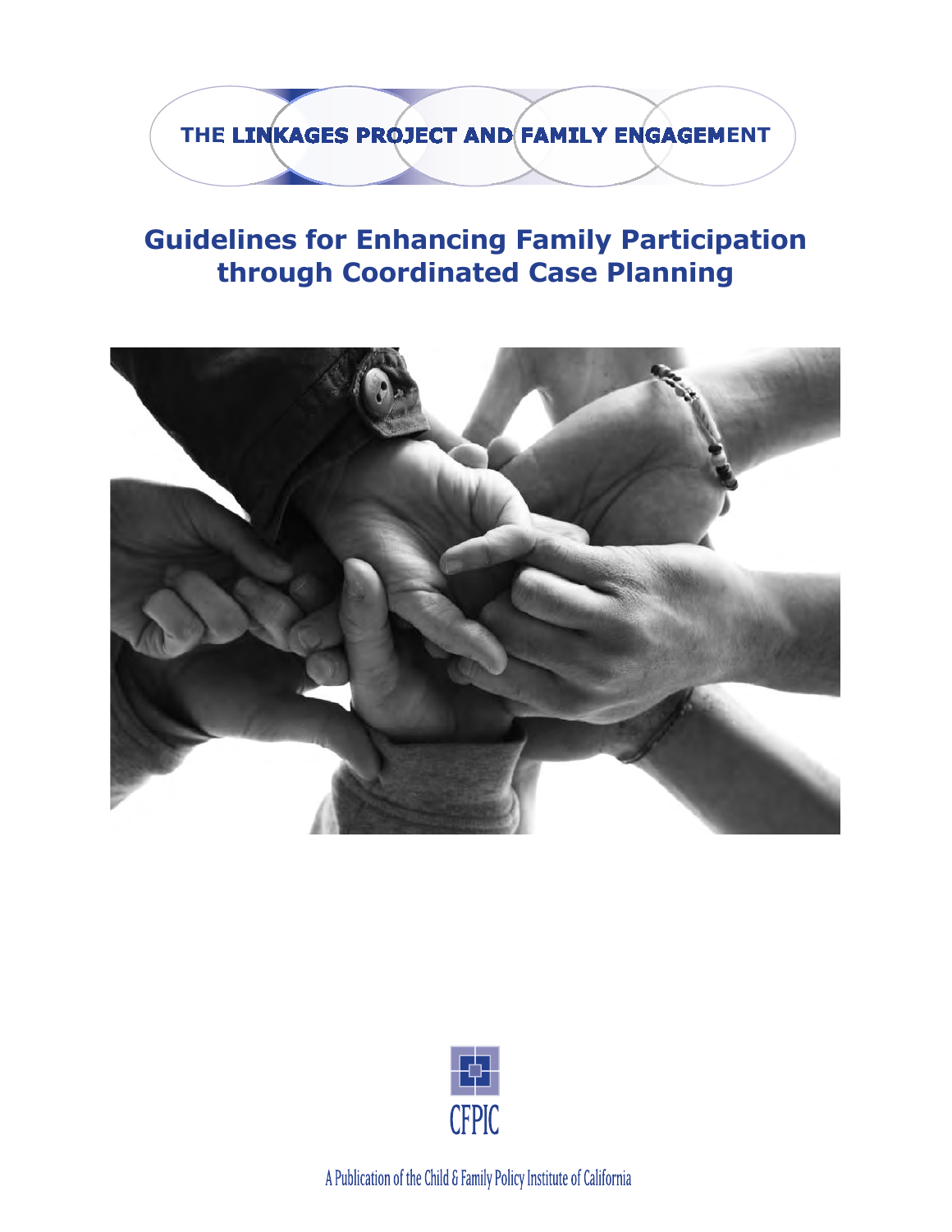THE LINKAGES PROJECT AND FAMILY ENGAGEMENT

# Guidelines for Enhancing Family Participation through Coordinated Case Planning

CFPIC

A Publication of the Child & Family Policy Institute of California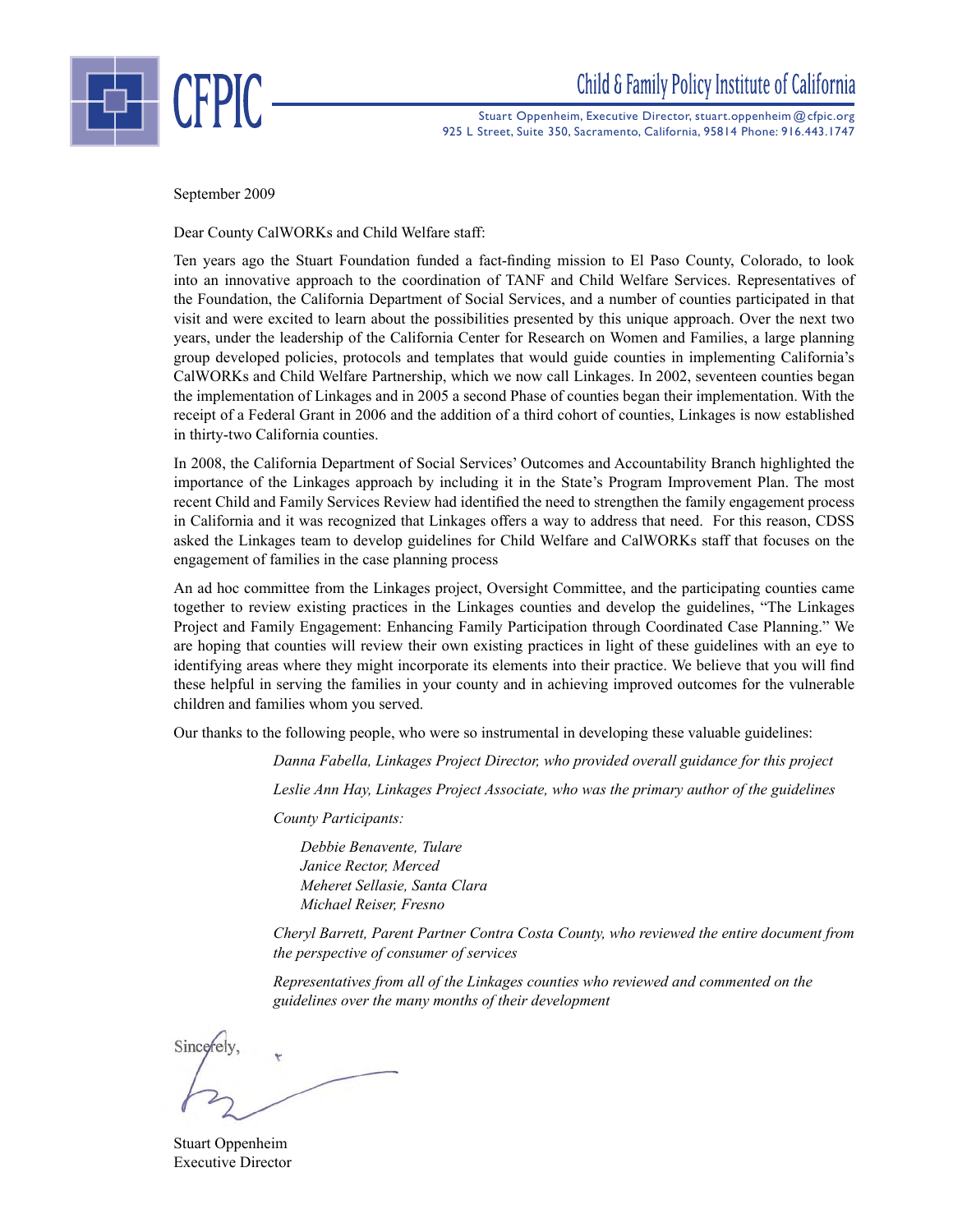# CFPIC

**Child & Family Policy Institute of California**

Stuart Oppenheim, Executive Director, stuart.oppenheim@cfpic.org
925 L Street, Suite 350, Sacramento, California, 95814 Phone: 916.443.1747

September 2009

Dear County CalWORKs and Child Welfare staff:

Ten years ago the Stuart Foundation funded a fact-finding mission to El Paso County, Colorado, to look into an innovative approach to the coordination of TANF and Child Welfare Services. Representatives of the Foundation, the California Department of Social Services, and a number of counties participated in that visit and were excited to learn about the possibilities presented by this unique approach. Over the next two years, under the leadership of the California Center for Research on Women and Families, a large planning group developed policies, protocols and templates that would guide counties in implementing California's CalWORKs and Child Welfare Partnership, which we now call Linkages. In 2002, seventeen counties began the implementation of Linkages and in 2005 a second Phase of counties began their implementation. With the receipt of a Federal Grant in 2006 and the addition of a third cohort of counties, Linkages is now established in thirty-two California counties.

In 2008, the California Department of Social Services' Outcomes and Accountability Branch highlighted the importance of the Linkages approach by including it in the State's Program Improvement Plan. The most recent Child and Family Services Review had identified the need to strengthen the family engagement process in California and it was recognized that Linkages offers a way to address that need. For this reason, CDSS asked the Linkages team to develop guidelines for Child Welfare and CalWORKs staff that focuses on the engagement of families in the case planning process

An ad hoc committee from the Linkages project, Oversight Committee, and the participating counties came together to review existing practices in the Linkages counties and develop the guidelines, "The Linkages Project and Family Engagement: Enhancing Family Participation through Coordinated Case Planning." We are hoping that counties will review their own existing practices in light of these guidelines with an eye to identifying areas where they might incorporate its elements into their practice. We believe that you will find these helpful in serving the families in your county and in achieving improved outcomes for the vulnerable children and families whom you served.

Our thanks to the following people, who were so instrumental in developing these valuable guidelines:

*Danna Fabella, Linkages Project Director, who provided overall guidance for this project*

*Leslie Ann Hay, Linkages Project Associate, who was the primary author of the guidelines*

*County Participants:*

*Debbie Benavente, Tulare*
*Janice Rector, Merced*
*Meheret Sellasie, Santa Clara*
*Michael Reiser, Fresno*

*Cheryl Barrett, Parent Partner Contra Costa County, who reviewed the entire document from the perspective of consumer of services*

*Representatives from all of the Linkages counties who reviewed and commented on the guidelines over the many months of their development*

Sincerely,

Stuart Oppenheim
Executive Director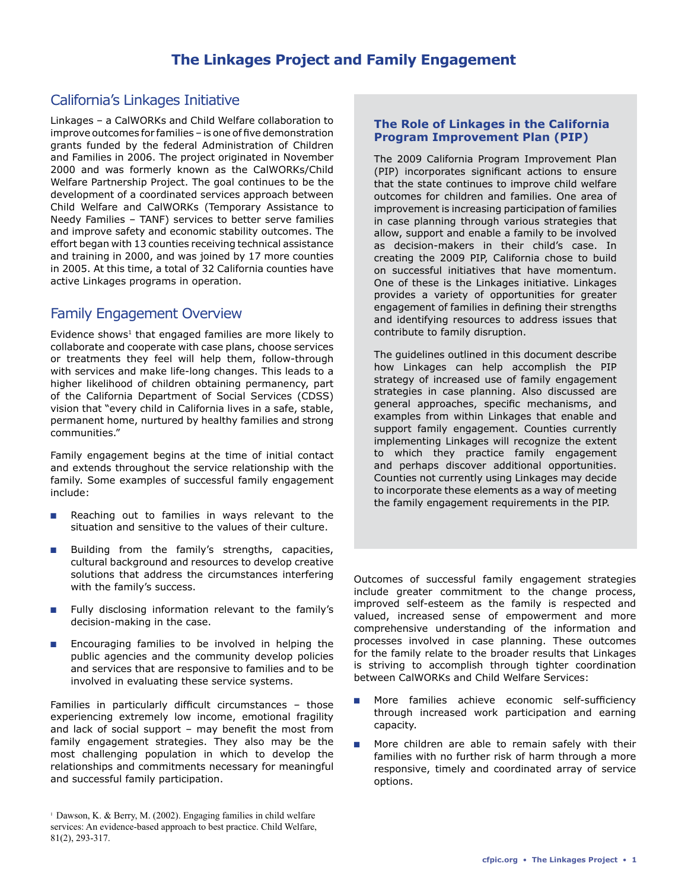# The Linkages Project and Family Engagement

## California's Linkages Initiative

Linkages – a CalWORKs and Child Welfare collaboration to improve outcomes for families – is one of five demonstration grants funded by the federal Administration of Children and Families in 2006. The project originated in November 2000 and was formerly known as the CalWORKs/Child Welfare Partnership Project. The goal continues to be the development of a coordinated services approach between Child Welfare and CalWORKs (Temporary Assistance to Needy Families – TANF) services to better serve families and improve safety and economic stability outcomes. The effort began with 13 counties receiving technical assistance and training in 2000, and was joined by 17 more counties in 2005. At this time, a total of 32 California counties have active Linkages programs in operation.

## Family Engagement Overview

Evidence shows[1] that engaged families are more likely to collaborate and cooperate with case plans, choose services or treatments they feel will help them, follow-through with services and make life-long changes. This leads to a higher likelihood of children obtaining permanency, part of the California Department of Social Services (CDSS) vision that "every child in California lives in a safe, stable, permanent home, nurtured by healthy families and strong communities."

Family engagement begins at the time of initial contact and extends throughout the service relationship with the family. Some examples of successful family engagement include:

- Reaching out to families in ways relevant to the situation and sensitive to the values of their culture.
- Building from the family's strengths, capacities, cultural background and resources to develop creative solutions that address the circumstances interfering with the family's success.
- Fully disclosing information relevant to the family's decision-making in the case.
- Encouraging families to be involved in helping the public agencies and the community develop policies and services that are responsive to families and to be involved in evaluating these service systems.

Families in particularly difficult circumstances – those experiencing extremely low income, emotional fragility and lack of social support – may benefit the most from family engagement strategies. They also may be the most challenging population in which to develop the relationships and commitments necessary for meaningful and successful family participation.

[1] Dawson, K. & Berry, M. (2002). Engaging families in child welfare services: An evidence-based approach to best practice. Child Welfare, 81(2), 293-317.

### The Role of Linkages in the California Program Improvement Plan (PIP)

The 2009 California Program Improvement Plan (PIP) incorporates significant actions to ensure that the state continues to improve child welfare outcomes for children and families. One area of improvement is increasing participation of families in case planning through various strategies that allow, support and enable a family to be involved as decision-makers in their child's case. In creating the 2009 PIP, California chose to build on successful initiatives that have momentum. One of these is the Linkages initiative. Linkages provides a variety of opportunities for greater engagement of families in defining their strengths and identifying resources to address issues that contribute to family disruption.

The guidelines outlined in this document describe how Linkages can help accomplish the PIP strategy of increased use of family engagement strategies in case planning. Also discussed are general approaches, specific mechanisms, and examples from within Linkages that enable and support family engagement. Counties currently implementing Linkages will recognize the extent to which they practice family engagement and perhaps discover additional opportunities. Counties not currently using Linkages may decide to incorporate these elements as a way of meeting the family engagement requirements in the PIP.

Outcomes of successful family engagement strategies include greater commitment to the change process, improved self-esteem as the family is respected and valued, increased sense of empowerment and more comprehensive understanding of the information and processes involved in case planning. These outcomes for the family relate to the broader results that Linkages is striving to accomplish through tighter coordination between CalWORKs and Child Welfare Services:

- More families achieve economic self-sufficiency through increased work participation and earning capacity.
- More children are able to remain safely with their families with no further risk of harm through a more responsive, timely and coordinated array of service options.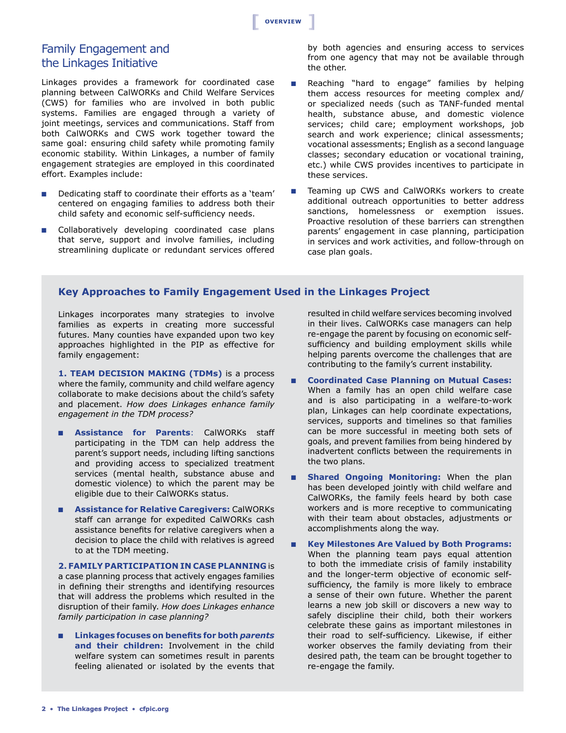## Family Engagement and the Linkages Initiative

Linkages provides a framework for coordinated case planning between CalWORKs and Child Welfare Services (CWS) for families who are involved in both public systems. Families are engaged through a variety of joint meetings, services and communications. Staff from both CalWORKs and CWS work together toward the same goal: ensuring child safety while promoting family economic stability. Within Linkages, a number of family engagement strategies are employed in this coordinated effort. Examples include:

- Dedicating staff to coordinate their efforts as a 'team' centered on engaging families to address both their child safety and economic self-sufficiency needs.
- Collaboratively developing coordinated case plans that serve, support and involve families, including streamlining duplicate or redundant services offered by both agencies and ensuring access to services from one agency that may not be available through the other.
- Reaching "hard to engage" families by helping them access resources for meeting complex and/or specialized needs (such as TANF-funded mental health, substance abuse, and domestic violence services; child care; employment workshops, job search and work experience; clinical assessments; vocational assessments; English as a second language classes; secondary education or vocational training, etc.) while CWS provides incentives to participate in these services.
- Teaming up CWS and CalWORKs workers to create additional outreach opportunities to better address sanctions, homelessness or exemption issues. Proactive resolution of these barriers can strengthen parents' engagement in case planning, participation in services and work activities, and follow-through on case plan goals.

### Key Approaches to Family Engagement Used in the Linkages Project

Linkages incorporates many strategies to involve families as experts in creating more successful futures. Many counties have expanded upon two key approaches highlighted in the PIP as effective for family engagement:

**1. TEAM DECISION MAKING (TDMs)** is a process where the family, community and child welfare agency collaborate to make decisions about the child's safety and placement. *How does Linkages enhance family engagement in the TDM process?*

- **Assistance for Parents**: CalWORKs staff participating in the TDM can help address the parent's support needs, including lifting sanctions and providing access to specialized treatment services (mental health, substance abuse and domestic violence) to which the parent may be eligible due to their CalWORKs status.
- **Assistance for Relative Caregivers:** CalWORKs staff can arrange for expedited CalWORKs cash assistance benefits for relative caregivers when a decision to place the child with relatives is agreed to at the TDM meeting.

**2. FAMILY PARTICIPATION IN CASE PLANNING** is a case planning process that actively engages families in defining their strengths and identifying resources that will address the problems which resulted in the disruption of their family. *How does Linkages enhance family participation in case planning?*

- **Linkages focuses on benefits for both *parents* and their children:** Involvement in the child welfare system can sometimes result in parents feeling alienated or isolated by the events that resulted in child welfare services becoming involved in their lives. CalWORKs case managers can help re-engage the parent by focusing on economic self-sufficiency and building employment skills while helping parents overcome the challenges that are contributing to the family's current instability.
- **Coordinated Case Planning on Mutual Cases:** When a family has an open child welfare case and is also participating in a welfare-to-work plan, Linkages can help coordinate expectations, services, supports and timelines so that families can be more successful in meeting both sets of goals, and prevent families from being hindered by inadvertent conflicts between the requirements in the two plans.
- **Shared Ongoing Monitoring:** When the plan has been developed jointly with child welfare and CalWORKs, the family feels heard by both case workers and is more receptive to communicating with their team about obstacles, adjustments or accomplishments along the way.
- **Key Milestones Are Valued by Both Programs:** When the planning team pays equal attention to both the immediate crisis of family instability and the longer-term objective of economic self-sufficiency, the family is more likely to embrace a sense of their own future. Whether the parent learns a new job skill or discovers a new way to safely discipline their child, both their workers celebrate these gains as important milestones in their road to self-sufficiency. Likewise, if either worker observes the family deviating from their desired path, the team can be brought together to re-engage the family.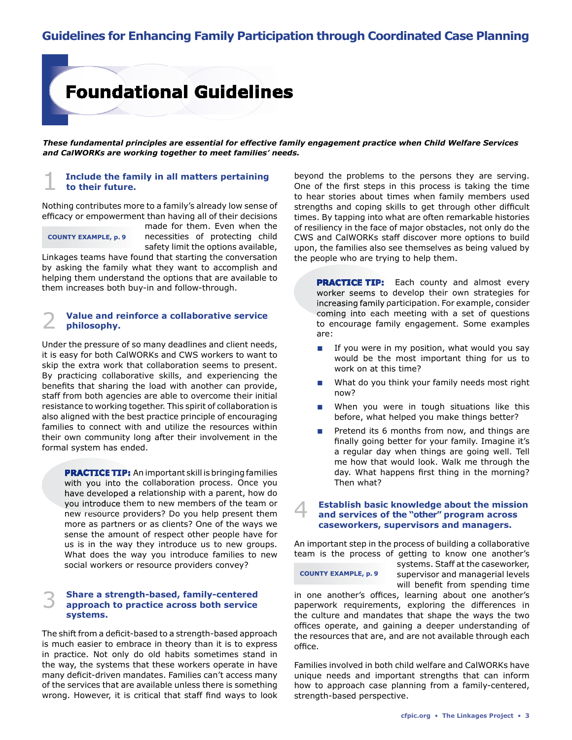# Foundational Guidelines

***These fundamental principles are essential for effective family engagement practice when Child Welfare Services and CalWORKs are working together to meet families' needs.***

## 1 Include the family in all matters pertaining to their future.

Nothing contributes more to a family's already low sense of efficacy or empowerment than having all of their decisions made for them. Even when the necessities of protecting child safety limit the options available, Linkages teams have found that starting the conversation by asking the family what they want to accomplish and helping them understand the options that are available to them increases both buy-in and follow-through.

**COUNTY EXAMPLE, p. 9**

## 2 Value and reinforce a collaborative service philosophy.

Under the pressure of so many deadlines and client needs, it is easy for both CalWORKs and CWS workers to want to skip the extra work that collaboration seems to present. By practicing collaborative skills, and experiencing the benefits that sharing the load with another can provide, staff from both agencies are able to overcome their initial resistance to working together. This spirit of collaboration is also aligned with the best practice principle of encouraging families to connect with and utilize the resources within their own community long after their involvement in the formal system has ended.

**PRACTICE TIP:** An important skill is bringing families with you into the collaboration process. Once you have developed a relationship with a parent, how do you introduce them to new members of the team or new resource providers? Do you help present them more as partners or as clients? One of the ways we sense the amount of respect other people have for us is in the way they introduce us to new groups. What does the way you introduce families to new social workers or resource providers convey?

## 3 Share a strength-based, family-centered approach to practice across both service systems.

The shift from a deficit-based to a strength-based approach is much easier to embrace in theory than it is to express in practice. Not only do old habits sometimes stand in the way, the systems that these workers operate in have many deficit-driven mandates. Families can't access many of the services that are available unless there is something wrong. However, it is critical that staff find ways to look beyond the problems to the persons they are serving. One of the first steps in this process is taking the time to hear stories about times when family members used strengths and coping skills to get through other difficult times. By tapping into what are often remarkable histories of resiliency in the face of major obstacles, not only do the CWS and CalWORKs staff discover more options to build upon, the families also see themselves as being valued by the people who are trying to help them.

**PRACTICE TIP:** Each county and almost every worker seems to develop their own strategies for increasing family participation. For example, consider coming into each meeting with a set of questions to encourage family engagement. Some examples are:

- If you were in my position, what would you say would be the most important thing for us to work on at this time?
- What do you think your family needs most right now?
- When you were in tough situations like this before, what helped you make things better?
- Pretend its 6 months from now, and things are finally going better for your family. Imagine it's a regular day when things are going well. Tell me how that would look. Walk me through the day. What happens first thing in the morning? Then what?

## 4 Establish basic knowledge about the mission and services of the "other" program across caseworkers, supervisors and managers.

An important step in the process of building a collaborative team is the process of getting to know one another's systems. Staff at the caseworker, supervisor and managerial levels will benefit from spending time in one another's offices, learning about one another's paperwork requirements, exploring the differences in the culture and mandates that shape the ways the two offices operate, and gaining a deeper understanding of the resources that are, and are not available through each office.

**COUNTY EXAMPLE, p. 9**

Families involved in both child welfare and CalWORKs have unique needs and important strengths that can inform how to approach case planning from a family-centered, strength-based perspective.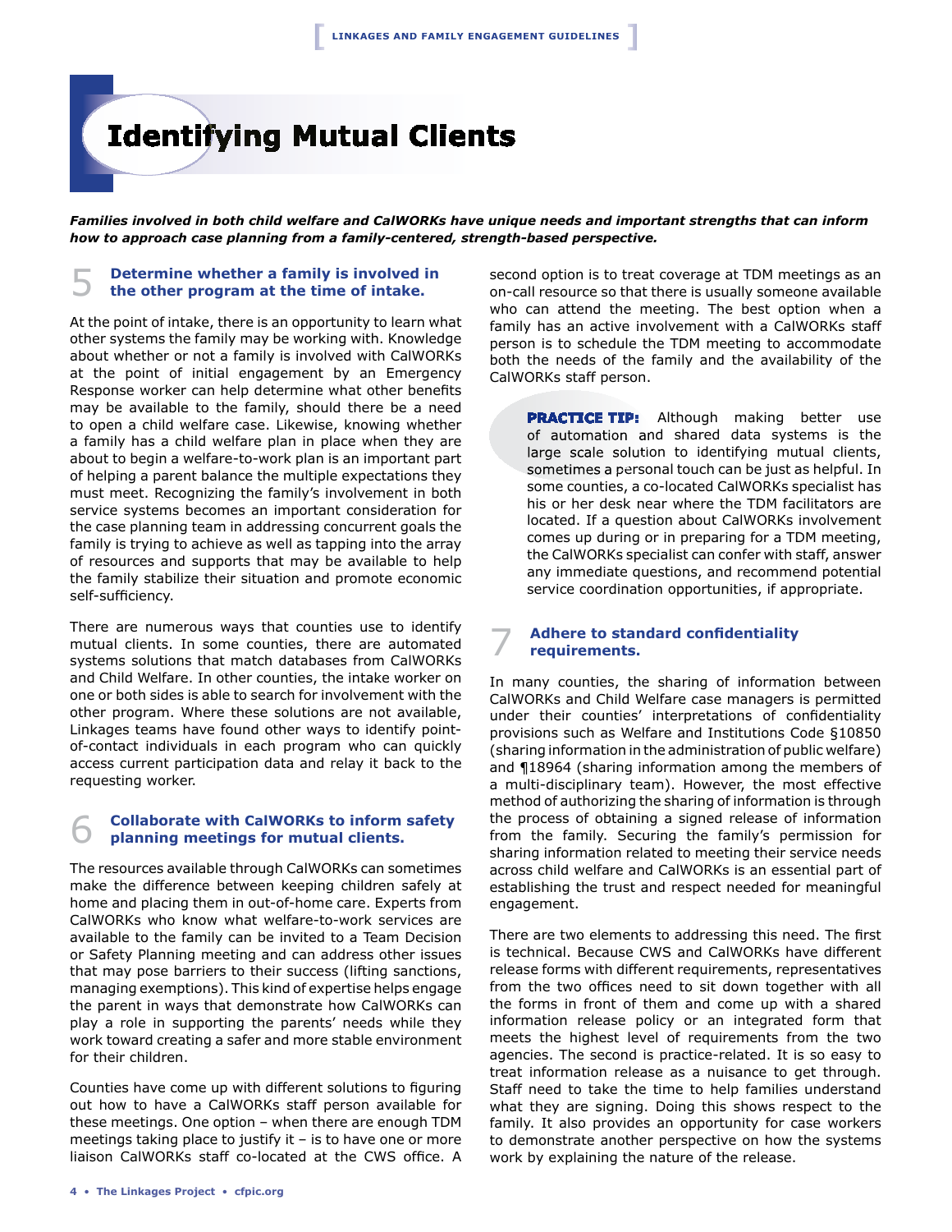# Identifying Mutual Clients

***Families involved in both child welfare and CalWORKs have unique needs and important strengths that can inform how to approach case planning from a family-centered, strength-based perspective.***

## 5 Determine whether a family is involved in the other program at the time of intake.

At the point of intake, there is an opportunity to learn what other systems the family may be working with. Knowledge about whether or not a family is involved with CalWORKs at the point of initial engagement by an Emergency Response worker can help determine what other benefits may be available to the family, should there be a need to open a child welfare case. Likewise, knowing whether a family has a child welfare plan in place when they are about to begin a welfare-to-work plan is an important part of helping a parent balance the multiple expectations they must meet. Recognizing the family's involvement in both service systems becomes an important consideration for the case planning team in addressing concurrent goals the family is trying to achieve as well as tapping into the array of resources and supports that may be available to help the family stabilize their situation and promote economic self-sufficiency.

There are numerous ways that counties use to identify mutual clients. In some counties, there are automated systems solutions that match databases from CalWORKs and Child Welfare. In other counties, the intake worker on one or both sides is able to search for involvement with the other program. Where these solutions are not available, Linkages teams have found other ways to identify point-of-contact individuals in each program who can quickly access current participation data and relay it back to the requesting worker.

## 6 Collaborate with CalWORKs to inform safety planning meetings for mutual clients.

The resources available through CalWORKs can sometimes make the difference between keeping children safely at home and placing them in out-of-home care. Experts from CalWORKs who know what welfare-to-work services are available to the family can be invited to a Team Decision or Safety Planning meeting and can address other issues that may pose barriers to their success (lifting sanctions, managing exemptions). This kind of expertise helps engage the parent in ways that demonstrate how CalWORKs can play a role in supporting the parents' needs while they work toward creating a safer and more stable environment for their children.

Counties have come up with different solutions to figuring out how to have a CalWORKs staff person available for these meetings. One option – when there are enough TDM meetings taking place to justify it – is to have one or more liaison CalWORKs staff co-located at the CWS office. A second option is to treat coverage at TDM meetings as an on-call resource so that there is usually someone available who can attend the meeting. The best option when a family has an active involvement with a CalWORKs staff person is to schedule the TDM meeting to accommodate both the needs of the family and the availability of the CalWORKs staff person.

**PRACTICE TIP:** Although making better use of automation and shared data systems is the large scale solution to identifying mutual clients, sometimes a personal touch can be just as helpful. In some counties, a co-located CalWORKs specialist has his or her desk near where the TDM facilitators are located. If a question about CalWORKs involvement comes up during or in preparing for a TDM meeting, the CalWORKs specialist can confer with staff, answer any immediate questions, and recommend potential service coordination opportunities, if appropriate.

## 7 Adhere to standard confidentiality requirements.

In many counties, the sharing of information between CalWORKs and Child Welfare case managers is permitted under their counties' interpretations of confidentiality provisions such as Welfare and Institutions Code §10850 (sharing information in the administration of public welfare) and ¶18964 (sharing information among the members of a multi-disciplinary team). However, the most effective method of authorizing the sharing of information is through the process of obtaining a signed release of information from the family. Securing the family's permission for sharing information related to meeting their service needs across child welfare and CalWORKs is an essential part of establishing the trust and respect needed for meaningful engagement.

There are two elements to addressing this need. The first is technical. Because CWS and CalWORKs have different release forms with different requirements, representatives from the two offices need to sit down together with all the forms in front of them and come up with a shared information release policy or an integrated form that meets the highest level of requirements from the two agencies. The second is practice-related. It is so easy to treat information release as a nuisance to get through. Staff need to take the time to help families understand what they are signing. Doing this shows respect to the family. It also provides an opportunity for case workers to demonstrate another perspective on how the systems work by explaining the nature of the release.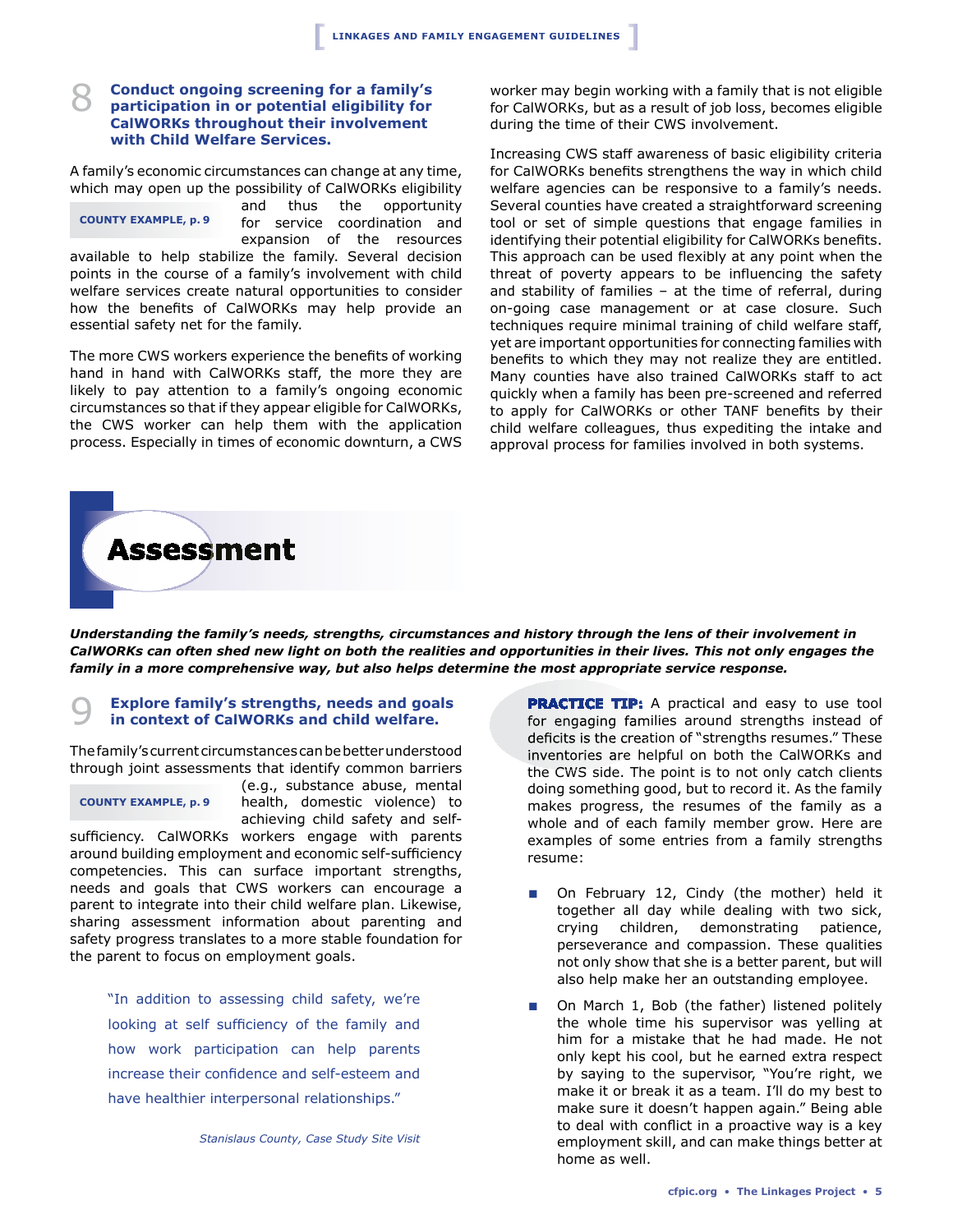## 8 Conduct ongoing screening for a family's participation in or potential eligibility for CalWORKs throughout their involvement with Child Welfare Services.

A family's economic circumstances can change at any time, which may open up the possibility of CalWORKs eligibility and thus the opportunity for service coordination and expansion of the resources available to help stabilize the family. Several decision points in the course of a family's involvement with child welfare services create natural opportunities to consider how the benefits of CalWORKs may help provide an essential safety net for the family.

**COUNTY EXAMPLE, p. 9**

The more CWS workers experience the benefits of working hand in hand with CalWORKs staff, the more they are likely to pay attention to a family's ongoing economic circumstances so that if they appear eligible for CalWORKs, the CWS worker can help them with the application process. Especially in times of economic downturn, a CWS worker may begin working with a family that is not eligible for CalWORKs, but as a result of job loss, becomes eligible during the time of their CWS involvement.

Increasing CWS staff awareness of basic eligibility criteria for CalWORKs benefits strengthens the way in which child welfare agencies can be responsive to a family's needs. Several counties have created a straightforward screening tool or set of simple questions that engage families in identifying their potential eligibility for CalWORKs benefits. This approach can be used flexibly at any point when the threat of poverty appears to be influencing the safety and stability of families – at the time of referral, during on-going case management or at case closure. Such techniques require minimal training of child welfare staff, yet are important opportunities for connecting families with benefits to which they may not realize they are entitled. Many counties have also trained CalWORKs staff to act quickly when a family has been pre-screened and referred to apply for CalWORKs or other TANF benefits by their child welfare colleagues, thus expediting the intake and approval process for families involved in both systems.

# Assessment

***Understanding the family's needs, strengths, circumstances and history through the lens of their involvement in CalWORKs can often shed new light on both the realities and opportunities in their lives. This not only engages the family in a more comprehensive way, but also helps determine the most appropriate service response.***

## 9 Explore family's strengths, needs and goals in context of CalWORKs and child welfare.

The family's current circumstances can be better understood through joint assessments that identify common barriers (e.g., substance abuse, mental health, domestic violence) to achieving child safety and self-sufficiency. CalWORKs workers engage with parents around building employment and economic self-sufficiency competencies. This can surface important strengths, needs and goals that CWS workers can encourage a parent to integrate into their child welfare plan. Likewise, sharing assessment information about parenting and safety progress translates to a more stable foundation for the parent to focus on employment goals.

**COUNTY EXAMPLE, p. 9**

> "In addition to assessing child safety, we're looking at self sufficiency of the family and how work participation can help parents increase their confidence and self-esteem and have healthier interpersonal relationships."
>
> *Stanislaus County, Case Study Site Visit*

**PRACTICE TIP:** A practical and easy to use tool for engaging families around strengths instead of deficits is the creation of "strengths resumes." These inventories are helpful on both the CalWORKs and the CWS side. The point is to not only catch clients doing something good, but to record it. As the family makes progress, the resumes of the family as a whole and of each family member grow. Here are examples of some entries from a family strengths resume:

- On February 12, Cindy (the mother) held it together all day while dealing with two sick, crying children, demonstrating patience, perseverance and compassion. These qualities not only show that she is a better parent, but will also help make her an outstanding employee.
- On March 1, Bob (the father) listened politely the whole time his supervisor was yelling at him for a mistake that he had made. He not only kept his cool, but he earned extra respect by saying to the supervisor, "You're right, we make it or break it as a team. I'll do my best to make sure it doesn't happen again." Being able to deal with conflict in a proactive way is a key employment skill, and can make things better at home as well.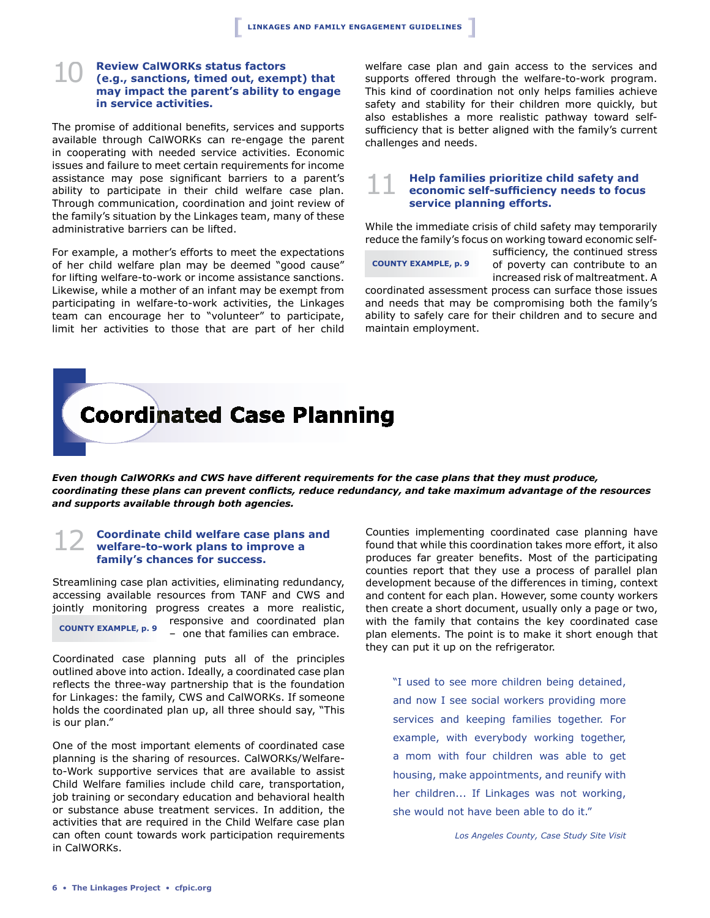### 10 Review CalWORKs status factors (e.g., sanctions, timed out, exempt) that may impact the parent's ability to engage in service activities.

The promise of additional benefits, services and supports available through CalWORKs can re-engage the parent in cooperating with needed service activities. Economic issues and failure to meet certain requirements for income assistance may pose significant barriers to a parent's ability to participate in their child welfare case plan. Through communication, coordination and joint review of the family's situation by the Linkages team, many of these administrative barriers can be lifted.

For example, a mother's efforts to meet the expectations of her child welfare plan may be deemed "good cause" for lifting welfare-to-work or income assistance sanctions. Likewise, while a mother of an infant may be exempt from participating in welfare-to-work activities, the Linkages team can encourage her to "volunteer" to participate, limit her activities to those that are part of her child welfare case plan and gain access to the services and supports offered through the welfare-to-work program. This kind of coordination not only helps families achieve safety and stability for their children more quickly, but also establishes a more realistic pathway toward self-sufficiency that is better aligned with the family's current challenges and needs.

### 11 Help families prioritize child safety and economic self-sufficiency needs to focus service planning efforts.

While the immediate crisis of child safety may temporarily reduce the family's focus on working toward economic self-sufficiency, the continued stress of poverty can contribute to an increased risk of maltreatment. A coordinated assessment process can surface those issues and needs that may be compromising both the family's ability to safely care for their children and to secure and maintain employment.

**COUNTY EXAMPLE, p. 9**

## Coordinated Case Planning

***Even though CalWORKs and CWS have different requirements for the case plans that they must produce, coordinating these plans can prevent conflicts, reduce redundancy, and take maximum advantage of the resources and supports available through both agencies.***

### 12 Coordinate child welfare case plans and welfare-to-work plans to improve a family's chances for success.

Streamlining case plan activities, eliminating redundancy, accessing available resources from TANF and CWS and jointly monitoring progress creates a more realistic, responsive and coordinated plan – one that families can embrace.

**COUNTY EXAMPLE, p. 9**

Coordinated case planning puts all of the principles outlined above into action. Ideally, a coordinated case plan reflects the three-way partnership that is the foundation for Linkages: the family, CWS and CalWORKs. If someone holds the coordinated plan up, all three should say, "This is our plan."

One of the most important elements of coordinated case planning is the sharing of resources. CalWORKs/Welfare-to-Work supportive services that are available to assist Child Welfare families include child care, transportation, job training or secondary education and behavioral health or substance abuse treatment services. In addition, the activities that are required in the Child Welfare case plan can often count towards work participation requirements in CalWORKs.

Counties implementing coordinated case planning have found that while this coordination takes more effort, it also produces far greater benefits. Most of the participating counties report that they use a process of parallel plan development because of the differences in timing, context and content for each plan. However, some county workers then create a short document, usually only a page or two, with the family that contains the key coordinated case plan elements. The point is to make it short enough that they can put it up on the refrigerator.

> "I used to see more children being detained, and now I see social workers providing more services and keeping families together. For example, with everybody working together, a mom with four children was able to get housing, make appointments, and reunify with her children... If Linkages was not working, she would not have been able to do it."
>
> *Los Angeles County, Case Study Site Visit*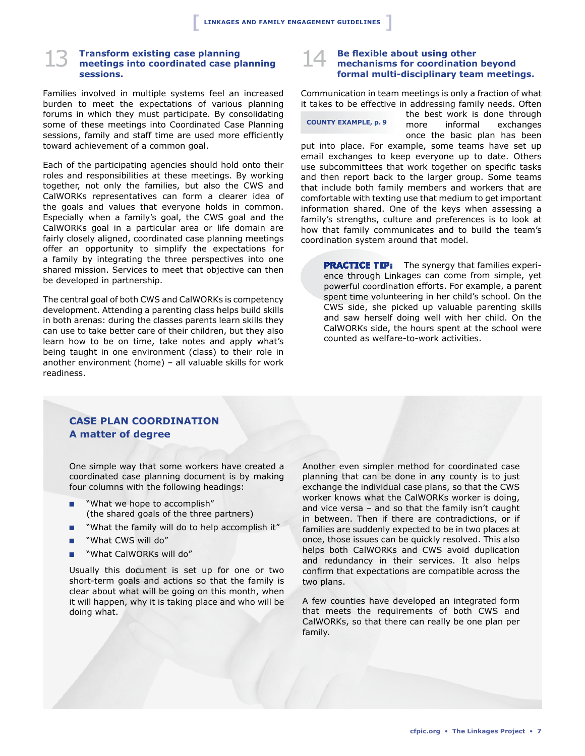## 13 Transform existing case planning meetings into coordinated case planning sessions.

Families involved in multiple systems feel an increased burden to meet the expectations of various planning forums in which they must participate. By consolidating some of these meetings into Coordinated Case Planning sessions, family and staff time are used more efficiently toward achievement of a common goal.

Each of the participating agencies should hold onto their roles and responsibilities at these meetings. By working together, not only the families, but also the CWS and CalWORKs representatives can form a clearer idea of the goals and values that everyone holds in common. Especially when a family's goal, the CWS goal and the CalWORKs goal in a particular area or life domain are fairly closely aligned, coordinated case planning meetings offer an opportunity to simplify the expectations for a family by integrating the three perspectives into one shared mission. Services to meet that objective can then be developed in partnership.

The central goal of both CWS and CalWORKs is competency development. Attending a parenting class helps build skills in both arenas: during the classes parents learn skills they can use to take better care of their children, but they also learn how to be on time, take notes and apply what's being taught in one environment (class) to their role in another environment (home) – all valuable skills for work readiness.

## 14 Be flexible about using other mechanisms for coordination beyond formal multi-disciplinary team meetings.

**COUNTY EXAMPLE, p. 9**

Communication in team meetings is only a fraction of what it takes to be effective in addressing family needs. Often the best work is done through more informal exchanges once the basic plan has been put into place. For example, some teams have set up email exchanges to keep everyone up to date. Others use subcommittees that work together on specific tasks and then report back to the larger group. Some teams that include both family members and workers that are comfortable with texting use that medium to get important information shared. One of the keys when assessing a family's strengths, culture and preferences is to look at how that family communicates and to build the team's coordination system around that model.

**PRACTICE TIP:** The synergy that families experience through Linkages can come from simple, yet powerful coordination efforts. For example, a parent spent time volunteering in her child's school. On the CWS side, she picked up valuable parenting skills and saw herself doing well with her child. On the CalWORKs side, the hours spent at the school were counted as welfare-to-work activities.

## CASE PLAN COORDINATION
### A matter of degree

One simple way that some workers have created a coordinated case planning document is by making four columns with the following headings:

- "What we hope to accomplish" (the shared goals of the three partners)
- "What the family will do to help accomplish it"
- "What CWS will do"
- "What CalWORKs will do"

Usually this document is set up for one or two short-term goals and actions so that the family is clear about what will be going on this month, when it will happen, why it is taking place and who will be doing what.

Another even simpler method for coordinated case planning that can be done in any county is to just exchange the individual case plans, so that the CWS worker knows what the CalWORKs worker is doing, and vice versa – and so that the family isn't caught in between. Then if there are contradictions, or if families are suddenly expected to be in two places at once, those issues can be quickly resolved. This also helps both CalWORKs and CWS avoid duplication and redundancy in their services. It also helps confirm that expectations are compatible across the two plans.

A few counties have developed an integrated form that meets the requirements of both CWS and CalWORKs, so that there can really be one plan per family.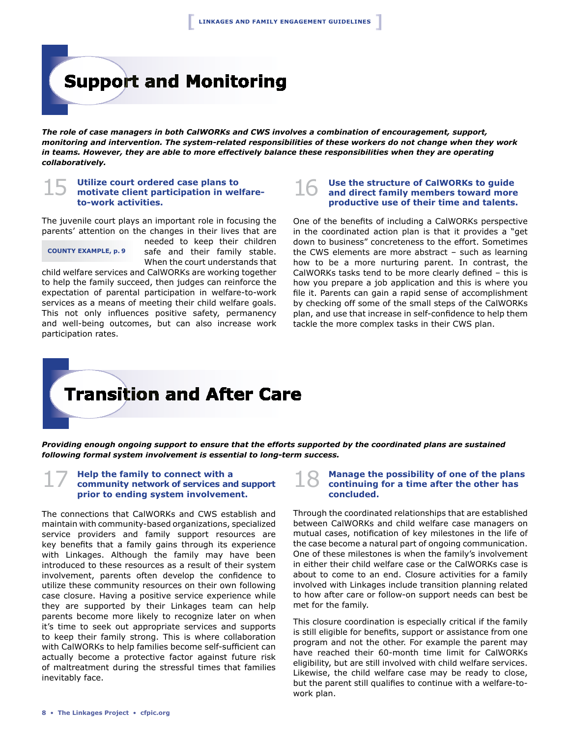# Support and Monitoring

***The role of case managers in both CalWORKs and CWS involves a combination of encouragement, support, monitoring and intervention. The system-related responsibilities of these workers do not change when they work in teams. However, they are able to more effectively balance these responsibilities when they are operating collaboratively.***

### 15 Utilize court ordered case plans to motivate client participation in welfare-to-work activities.

The juvenile court plays an important role in focusing the parents' attention on the changes in their lives that are needed to keep their children safe and their family stable. When the court understands that child welfare services and CalWORKs are working together to help the family succeed, then judges can reinforce the expectation of parental participation in welfare-to-work services as a means of meeting their child welfare goals. This not only influences positive safety, permanency and well-being outcomes, but can also increase work participation rates.

**COUNTY EXAMPLE, p. 9**

### 16 Use the structure of CalWORKs to guide and direct family members toward more productive use of their time and talents.

One of the benefits of including a CalWORKs perspective in the coordinated action plan is that it provides a "get down to business" concreteness to the effort. Sometimes the CWS elements are more abstract – such as learning how to be a more nurturing parent. In contrast, the CalWORKs tasks tend to be more clearly defined – this is how you prepare a job application and this is where you file it. Parents can gain a rapid sense of accomplishment by checking off some of the small steps of the CalWORKs plan, and use that increase in self-confidence to help them tackle the more complex tasks in their CWS plan.

# Transition and After Care

***Providing enough ongoing support to ensure that the efforts supported by the coordinated plans are sustained following formal system involvement is essential to long-term success.***

### 17 Help the family to connect with a community network of services and support prior to ending system involvement.

The connections that CalWORKs and CWS establish and maintain with community-based organizations, specialized service providers and family support resources are key benefits that a family gains through its experience with Linkages. Although the family may have been introduced to these resources as a result of their system involvement, parents often develop the confidence to utilize these community resources on their own following case closure. Having a positive service experience while they are supported by their Linkages team can help parents become more likely to recognize later on when it's time to seek out appropriate services and supports to keep their family strong. This is where collaboration with CalWORKs to help families become self-sufficient can actually become a protective factor against future risk of maltreatment during the stressful times that families inevitably face.

### 18 Manage the possibility of one of the plans continuing for a time after the other has concluded.

Through the coordinated relationships that are established between CalWORKs and child welfare case managers on mutual cases, notification of key milestones in the life of the case become a natural part of ongoing communication. One of these milestones is when the family's involvement in either their child welfare case or the CalWORKs case is about to come to an end. Closure activities for a family involved with Linkages include transition planning related to how after care or follow-on support needs can best be met for the family.

This closure coordination is especially critical if the family is still eligible for benefits, support or assistance from one program and not the other. For example the parent may have reached their 60-month time limit for CalWORKs eligibility, but are still involved with child welfare services. Likewise, the child welfare case may be ready to close, but the parent still qualifies to continue with a welfare-to-work plan.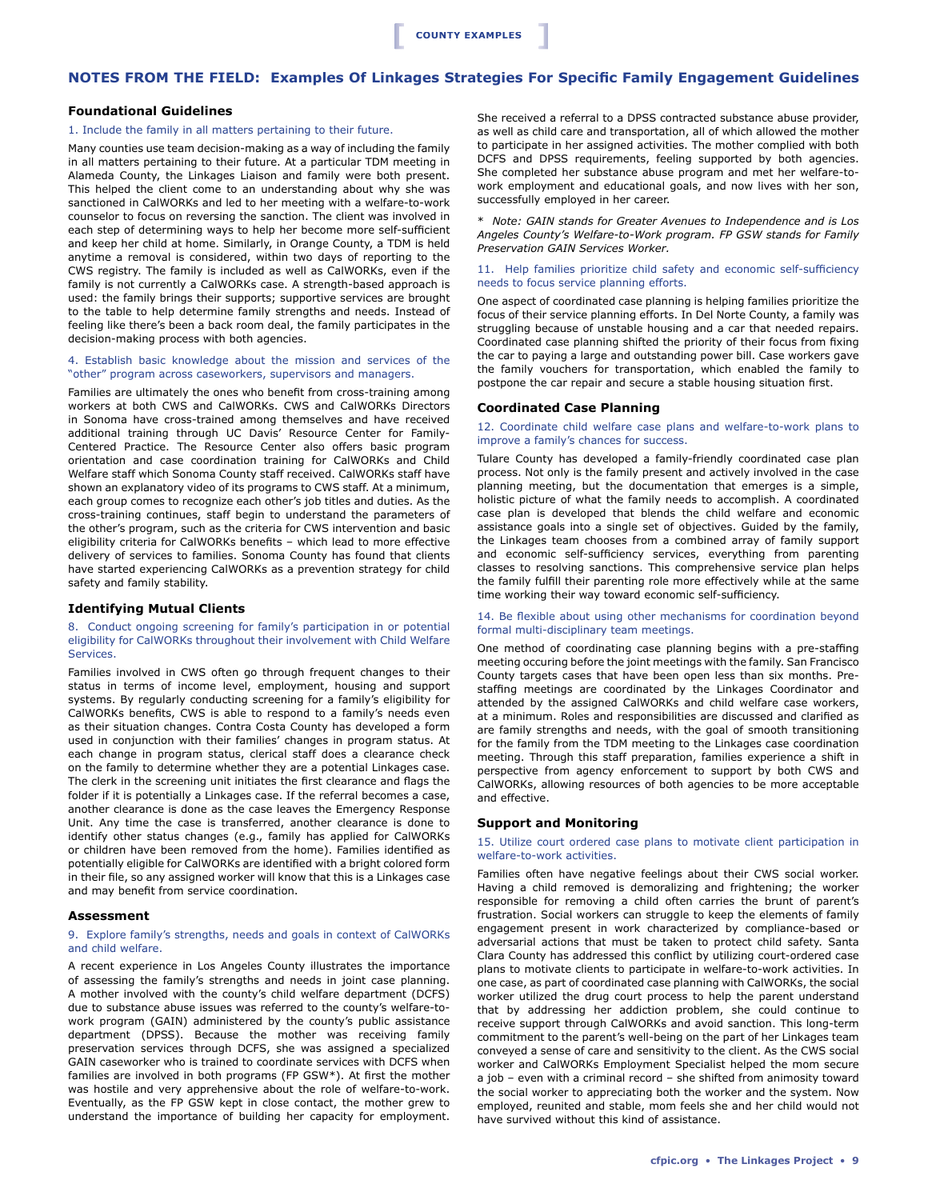COUNTY EXAMPLES

## NOTES FROM THE FIELD: Examples Of Linkages Strategies For Specific Family Engagement Guidelines

### Foundational Guidelines

1. Include the family in all matters pertaining to their future.

Many counties use team decision-making as a way of including the family in all matters pertaining to their future. At a particular TDM meeting in Alameda County, the Linkages Liaison and family were both present. This helped the client come to an understanding about why she was sanctioned in CalWORKs and led to her meeting with a welfare-to-work counselor to focus on reversing the sanction. The client was involved in each step of determining ways to help her become more self-sufficient and keep her child at home. Similarly, in Orange County, a TDM is held anytime a removal is considered, within two days of reporting to the CWS registry. The family is included as well as CalWORKs, even if the family is not currently a CalWORKs case. A strength-based approach is used: the family brings their supports; supportive services are brought to the table to help determine family strengths and needs. Instead of feeling like there's been a back room deal, the family participates in the decision-making process with both agencies.

4. Establish basic knowledge about the mission and services of the "other" program across caseworkers, supervisors and managers.

Families are ultimately the ones who benefit from cross-training among workers at both CWS and CalWORKs. CWS and CalWORKs Directors in Sonoma have cross-trained among themselves and have received additional training through UC Davis' Resource Center for Family-Centered Practice. The Resource Center also offers basic program orientation and case coordination training for CalWORKs and Child Welfare staff which Sonoma County staff received. CalWORKs staff have shown an explanatory video of its programs to CWS staff. At a minimum, each group comes to recognize each other's job titles and duties. As the cross-training continues, staff begin to understand the parameters of the other's program, such as the criteria for CWS intervention and basic eligibility criteria for CalWORKs benefits – which lead to more effective delivery of services to families. Sonoma County has found that clients have started experiencing CalWORKs as a prevention strategy for child safety and family stability.

### Identifying Mutual Clients

8. Conduct ongoing screening for family's participation in or potential eligibility for CalWORKs throughout their involvement with Child Welfare Services.

Families involved in CWS often go through frequent changes to their status in terms of income level, employment, housing and support systems. By regularly conducting screening for a family's eligibility for CalWORKs benefits, CWS is able to respond to a family's needs even as their situation changes. Contra Costa County has developed a form used in conjunction with their families' changes in program status. At each change in program status, clerical staff does a clearance check on the family to determine whether they are a potential Linkages case. The clerk in the screening unit initiates the first clearance and flags the folder if it is potentially a Linkages case. If the referral becomes a case, another clearance is done as the case leaves the Emergency Response Unit. Any time the case is transferred, another clearance is done to identify other status changes (e.g., family has applied for CalWORKs or children have been removed from the home). Families identified as potentially eligible for CalWORKs are identified with a bright colored form in their file, so any assigned worker will know that this is a Linkages case and may benefit from service coordination.

### Assessment

9. Explore family's strengths, needs and goals in context of CalWORKs and child welfare.

A recent experience in Los Angeles County illustrates the importance of assessing the family's strengths and needs in joint case planning. A mother involved with the county's child welfare department (DCFS) due to substance abuse issues was referred to the county's welfare-to-work program (GAIN) administered by the county's public assistance department (DPSS). Because the mother was receiving family preservation services through DCFS, she was assigned a specialized GAIN caseworker who is trained to coordinate services with DCFS when families are involved in both programs (FP GSW*). At first the mother was hostile and very apprehensive about the role of welfare-to-work. Eventually, as the FP GSW kept in close contact, the mother grew to understand the importance of building her capacity for employment. She received a referral to a DPSS contracted substance abuse provider, as well as child care and transportation, all of which allowed the mother to participate in her assigned activities. The mother complied with both DCFS and DPSS requirements, feeling supported by both agencies. She completed her substance abuse program and met her welfare-to-work employment and educational goals, and now lives with her son, successfully employed in her career.

*\* Note: GAIN stands for Greater Avenues to Independence and is Los Angeles County's Welfare-to-Work program. FP GSW stands for Family Preservation GAIN Services Worker.*

11. Help families prioritize child safety and economic self-sufficiency needs to focus service planning efforts.

One aspect of coordinated case planning is helping families prioritize the focus of their service planning efforts. In Del Norte County, a family was struggling because of unstable housing and a car that needed repairs. Coordinated case planning shifted the priority of their focus from fixing the car to paying a large and outstanding power bill. Case workers gave the family vouchers for transportation, which enabled the family to postpone the car repair and secure a stable housing situation first.

### Coordinated Case Planning

12. Coordinate child welfare case plans and welfare-to-work plans to improve a family's chances for success.

Tulare County has developed a family-friendly coordinated case plan process. Not only is the family present and actively involved in the case planning meeting, but the documentation that emerges is a simple, holistic picture of what the family needs to accomplish. A coordinated case plan is developed that blends the child welfare and economic assistance goals into a single set of objectives. Guided by the family, the Linkages team chooses from a combined array of family support and economic self-sufficiency services, everything from parenting classes to resolving sanctions. This comprehensive service plan helps the family fulfill their parenting role more effectively while at the same time working their way toward economic self-sufficiency.

14. Be flexible about using other mechanisms for coordination beyond formal multi-disciplinary team meetings.

One method of coordinating case planning begins with a pre-staffing meeting occuring before the joint meetings with the family. San Francisco County targets cases that have been open less than six months. Pre-staffing meetings are coordinated by the Linkages Coordinator and attended by the assigned CalWORKs and child welfare case workers, at a minimum. Roles and responsibilities are discussed and clarified as are family strengths and needs, with the goal of smooth transitioning for the family from the TDM meeting to the Linkages case coordination meeting. Through this staff preparation, families experience a shift in perspective from agency enforcement to support by both CWS and CalWORKs, allowing resources of both agencies to be more acceptable and effective.

### Support and Monitoring

15. Utilize court ordered case plans to motivate client participation in welfare-to-work activities.

Families often have negative feelings about their CWS social worker. Having a child removed is demoralizing and frightening; the worker responsible for removing a child often carries the brunt of parent's frustration. Social workers can struggle to keep the elements of family engagement present in work characterized by compliance-based or adversarial actions that must be taken to protect child safety. Santa Clara County has addressed this conflict by utilizing court-ordered case plans to motivate clients to participate in welfare-to-work activities. In one case, as part of coordinated case planning with CalWORKs, the social worker utilized the drug court process to help the parent understand that by addressing her addiction problem, she could continue to receive support through CalWORKs and avoid sanction. This long-term commitment to the parent's well-being on the part of her Linkages team conveyed a sense of care and sensitivity to the client. As the CWS social worker and CalWORKs Employment Specialist helped the mom secure a job – even with a criminal record – she shifted from animosity toward the social worker to appreciating both the worker and the system. Now employed, reunited and stable, mom feels she and her child would not have survived without this kind of assistance.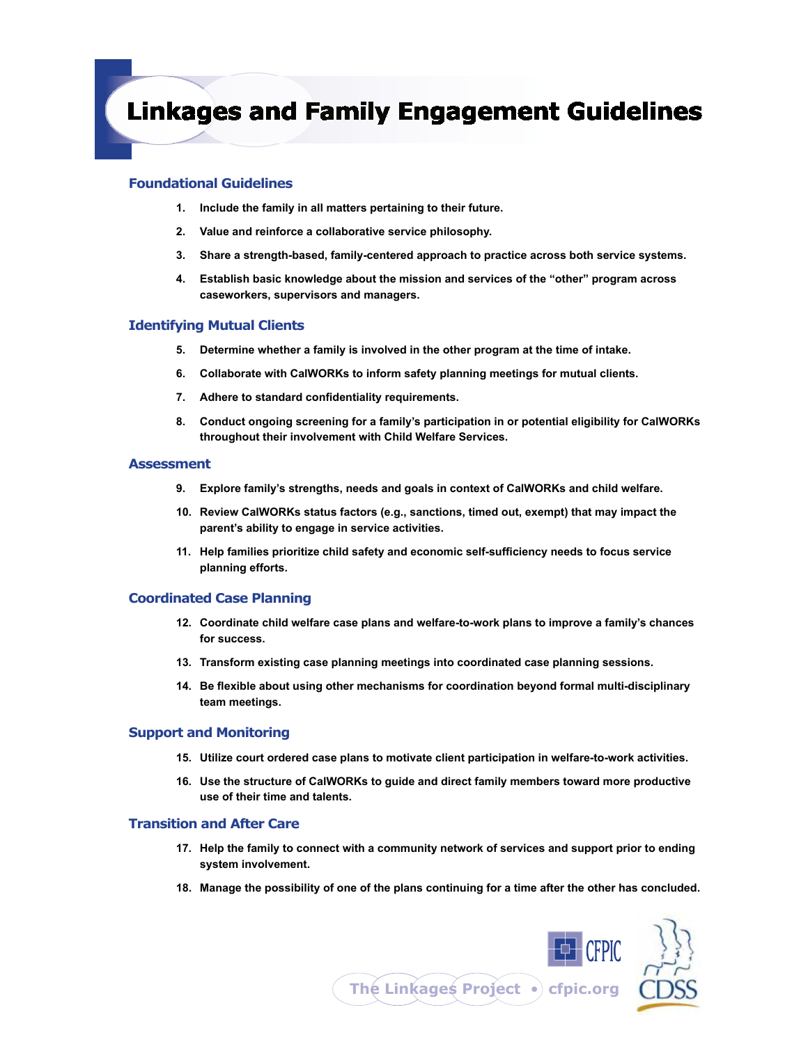# Linkages and Family Engagement Guidelines

## Foundational Guidelines

1. **Include the family in all matters pertaining to their future.**
2. **Value and reinforce a collaborative service philosophy.**
3. **Share a strength-based, family-centered approach to practice across both service systems.**
4. **Establish basic knowledge about the mission and services of the "other" program across caseworkers, supervisors and managers.**

## Identifying Mutual Clients

5. **Determine whether a family is involved in the other program at the time of intake.**
6. **Collaborate with CalWORKs to inform safety planning meetings for mutual clients.**
7. **Adhere to standard confidentiality requirements.**
8. **Conduct ongoing screening for a family's participation in or potential eligibility for CalWORKs throughout their involvement with Child Welfare Services.**

## Assessment

9. **Explore family's strengths, needs and goals in context of CalWORKs and child welfare.**
10. **Review CalWORKs status factors (e.g., sanctions, timed out, exempt) that may impact the parent's ability to engage in service activities.**
11. **Help families prioritize child safety and economic self-sufficiency needs to focus service planning efforts.**

## Coordinated Case Planning

12. **Coordinate child welfare case plans and welfare-to-work plans to improve a family's chances for success.**
13. **Transform existing case planning meetings into coordinated case planning sessions.**
14. **Be flexible about using other mechanisms for coordination beyond formal multi-disciplinary team meetings.**

## Support and Monitoring

15. **Utilize court ordered case plans to motivate client participation in welfare-to-work activities.**
16. **Use the structure of CalWORKs to guide and direct family members toward more productive use of their time and talents.**

## Transition and After Care

17. **Help the family to connect with a community network of services and support prior to ending system involvement.**
18. **Manage the possibility of one of the plans continuing for a time after the other has concluded.**

The Linkages Project • cfpic.org

CFPIC

CDSS